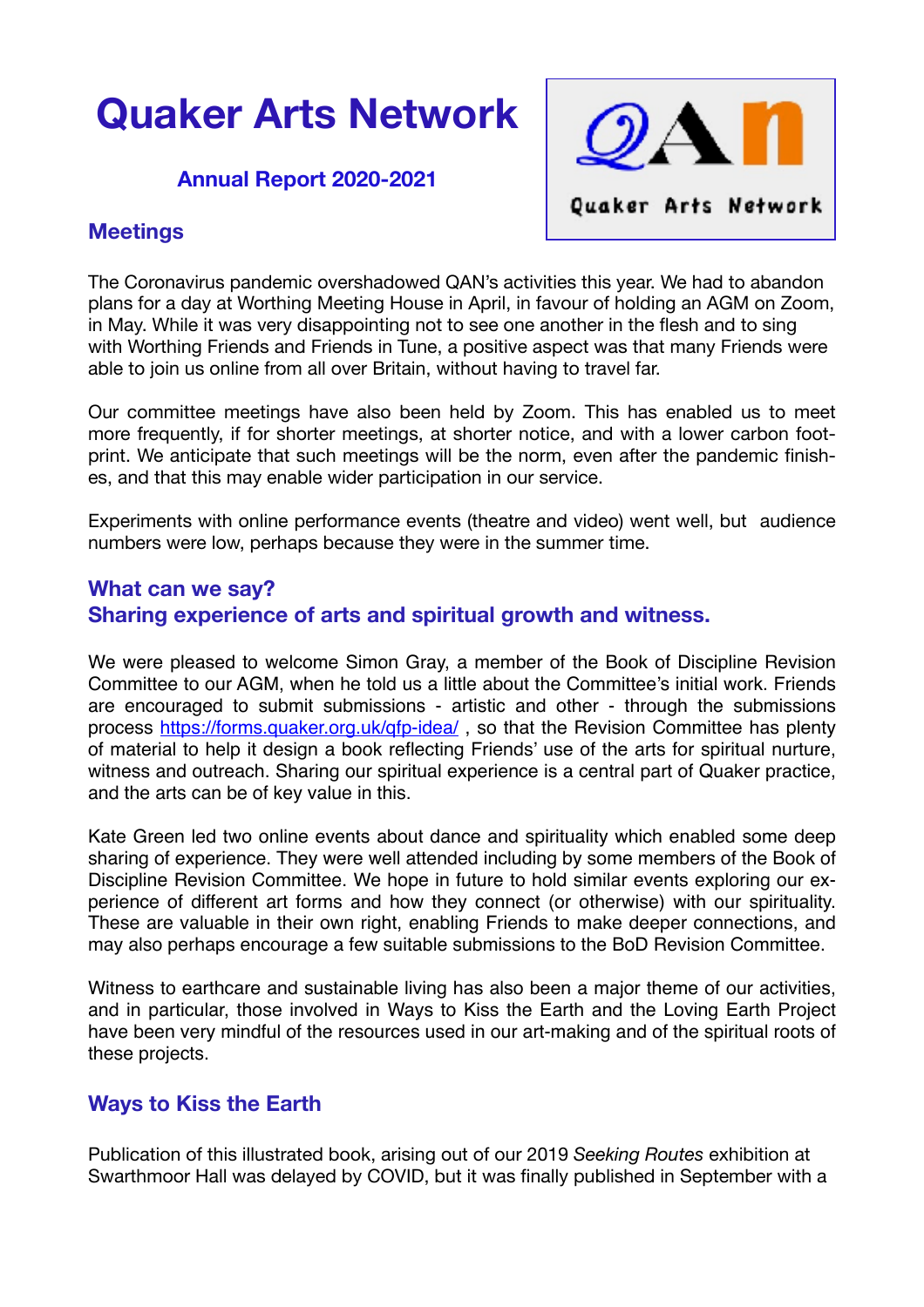# Quaker Arts Network

## Annual Report 2020-2021

### Meetings

The Coronavirus pandemic overshadowed QAN's activities this year. We had to abandon plans for a day at Worthing Meeting House in April, in favour of holding an AGM on Zoom, in May. While it was very disappointing not to see one another in the flesh and to sing with Worthing Friends and Friends in Tune, a positive aspect was that many Friends were able to join us online from all over Britain, without having to travel far.

Our committee meetings have also been held by Zoom. This has enabled us to meet more frequently, if for shorter meetings, at shorter notice, and with a lower carbon footprint. We anticipate that such meetings will be the norm, even after the pandemic finishes, and that this may enable wider participation in our service.

Experiments with online performance events (theatre and video) went well, but audience numbers were low, perhaps because they were in the summer time.

### What can we say?
### Sharing experience of arts and spiritual growth and witness.

We were pleased to welcome Simon Gray, a member of the Book of Discipline Revision Committee to our AGM, when he told us a little about the Committee's initial work. Friends are encouraged to submit submissions - artistic and other - through the submissions process https://forms.quaker.org.uk/qfp-idea/ , so that the Revision Committee has plenty of material to help it design a book reflecting Friends' use of the arts for spiritual nurture, witness and outreach. Sharing our spiritual experience is a central part of Quaker practice, and the arts can be of key value in this.

Kate Green led two online events about dance and spirituality which enabled some deep sharing of experience. They were well attended including by some members of the Book of Discipline Revision Committee. We hope in future to hold similar events exploring our experience of different art forms and how they connect (or otherwise) with our spirituality. These are valuable in their own right, enabling Friends to make deeper connections, and may also perhaps encourage a few suitable submissions to the BoD Revision Committee.

Witness to earthcare and sustainable living has also been a major theme of our activities, and in particular, those involved in Ways to Kiss the Earth and the Loving Earth Project have been very mindful of the resources used in our art-making and of the spiritual roots of these projects.

### Ways to Kiss the Earth

Publication of this illustrated book, arising out of our 2019 *Seeking Routes* exhibition at Swarthmoor Hall was delayed by COVID, but it was finally published in September with a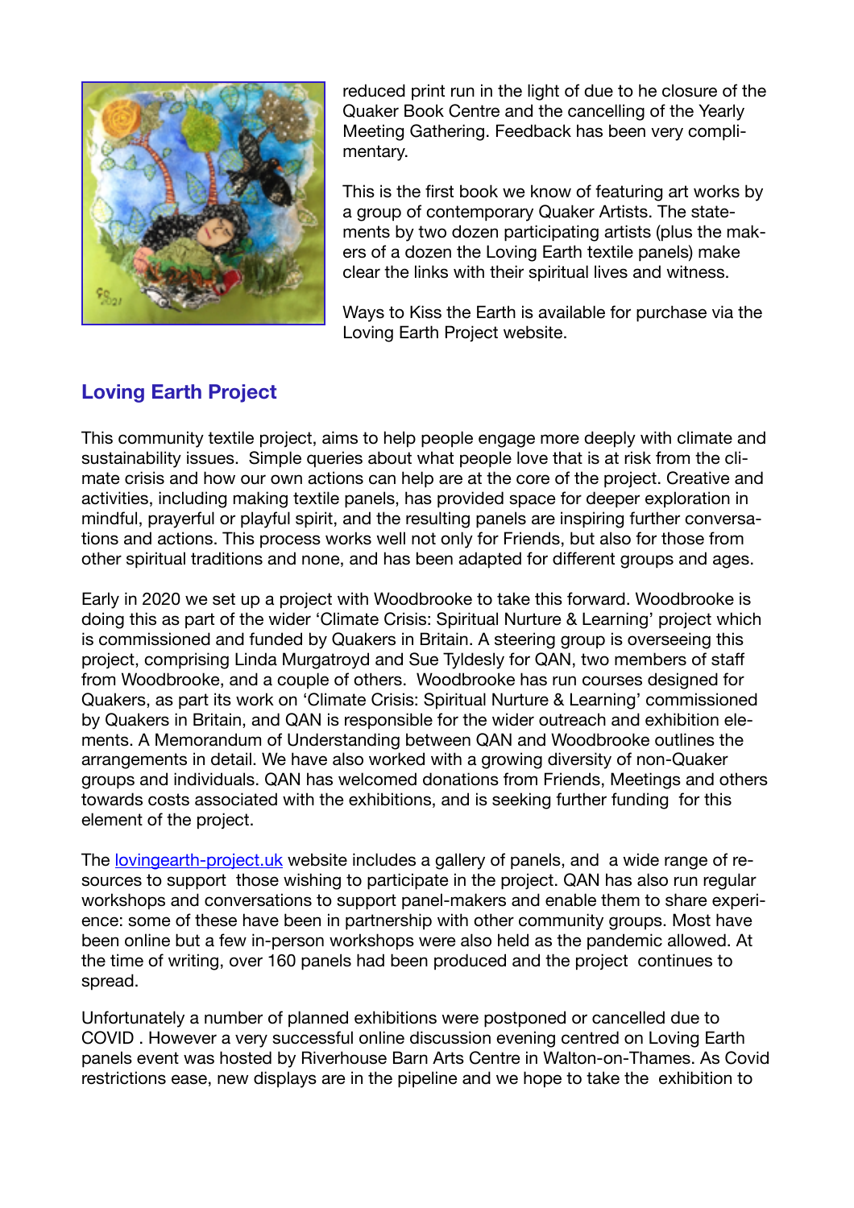reduced print run in the light of due to he closure of the Quaker Book Centre and the cancelling of the Yearly Meeting Gathering. Feedback has been very complimentary.

This is the first book we know of featuring art works by a group of contemporary Quaker Artists. The statements by two dozen participating artists (plus the makers of a dozen the Loving Earth textile panels) make clear the links with their spiritual lives and witness.

Ways to Kiss the Earth is available for purchase via the Loving Earth Project website.

## Loving Earth Project

This community textile project, aims to help people engage more deeply with climate and sustainability issues. Simple queries about what people love that is at risk from the climate crisis and how our own actions can help are at the core of the project. Creative and activities, including making textile panels, has provided space for deeper exploration in mindful, prayerful or playful spirit, and the resulting panels are inspiring further conversations and actions. This process works well not only for Friends, but also for those from other spiritual traditions and none, and has been adapted for different groups and ages.

Early in 2020 we set up a project with Woodbrooke to take this forward. Woodbrooke is doing this as part of the wider 'Climate Crisis: Spiritual Nurture & Learning' project which is commissioned and funded by Quakers in Britain. A steering group is overseeing this project, comprising Linda Murgatroyd and Sue Tyldesly for QAN, two members of staff from Woodbrooke, and a couple of others. Woodbrooke has run courses designed for Quakers, as part its work on 'Climate Crisis: Spiritual Nurture & Learning' commissioned by Quakers in Britain, and QAN is responsible for the wider outreach and exhibition elements. A Memorandum of Understanding between QAN and Woodbrooke outlines the arrangements in detail. We have also worked with a growing diversity of non-Quaker groups and individuals. QAN has welcomed donations from Friends, Meetings and others towards costs associated with the exhibitions, and is seeking further funding for this element of the project.

The [lovingearth-project.uk](lovingearth-project.uk) website includes a gallery of panels, and a wide range of resources to support those wishing to participate in the project. QAN has also run regular workshops and conversations to support panel-makers and enable them to share experience: some of these have been in partnership with other community groups. Most have been online but a few in-person workshops were also held as the pandemic allowed. At the time of writing, over 160 panels had been produced and the project continues to spread.

Unfortunately a number of planned exhibitions were postponed or cancelled due to COVID . However a very successful online discussion evening centred on Loving Earth panels event was hosted by Riverhouse Barn Arts Centre in Walton-on-Thames. As Covid restrictions ease, new displays are in the pipeline and we hope to take the exhibition to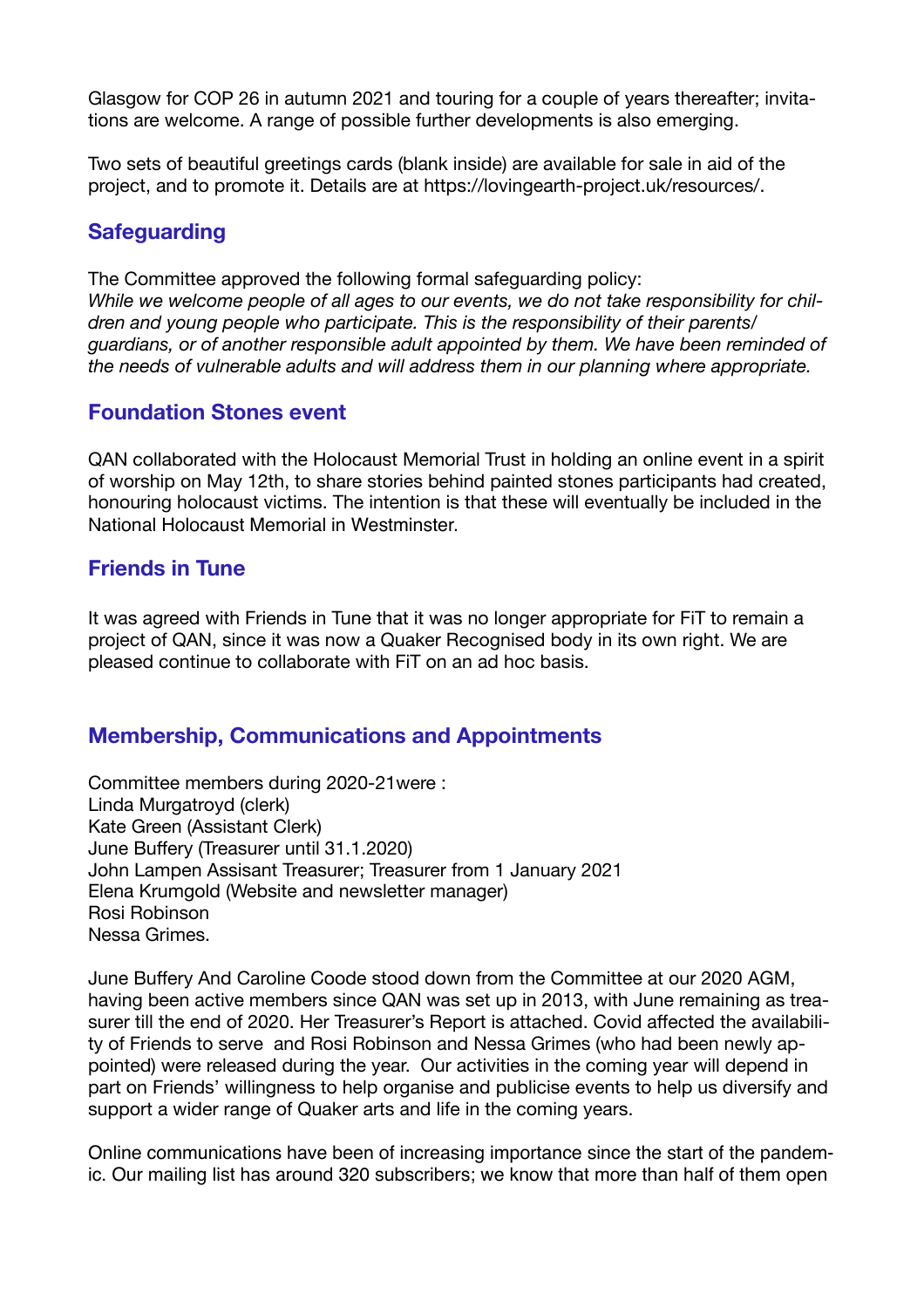Glasgow for COP 26 in autumn 2021 and touring for a couple of years thereafter; invitations are welcome. A range of possible further developments is also emerging.

Two sets of beautiful greetings cards (blank inside) are available for sale in aid of the project, and to promote it. Details are at https://lovingearth-project.uk/resources/.

## Safeguarding

The Committee approved the following formal safeguarding policy:
*While we welcome people of all ages to our events, we do not take responsibility for children and young people who participate. This is the responsibility of their parents/guardians, or of another responsible adult appointed by them. We have been reminded of the needs of vulnerable adults and will address them in our planning where appropriate.*

## Foundation Stones event

QAN collaborated with the Holocaust Memorial Trust in holding an online event in a spirit of worship on May 12th, to share stories behind painted stones participants had created, honouring holocaust victims. The intention is that these will eventually be included in the National Holocaust Memorial in Westminster.

## Friends in Tune

It was agreed with Friends in Tune that it was no longer appropriate for FiT to remain a project of QAN, since it was now a Quaker Recognised body in its own right. We are pleased continue to collaborate with FiT on an ad hoc basis.

## Membership, Communications and Appointments

Committee members during 2020-21were :
Linda Murgatroyd (clerk)
Kate Green (Assistant Clerk)
June Buffery (Treasurer until 31.1.2020)
John Lampen Assisant Treasurer; Treasurer from 1 January 2021
Elena Krumgold (Website and newsletter manager)
Rosi Robinson
Nessa Grimes.

June Buffery And Caroline Coode stood down from the Committee at our 2020 AGM, having been active members since QAN was set up in 2013, with June remaining as treasurer till the end of 2020. Her Treasurer's Report is attached. Covid affected the availability of Friends to serve  and Rosi Robinson and Nessa Grimes (who had been newly appointed) were released during the year.  Our activities in the coming year will depend in part on Friends' willingness to help organise and publicise events to help us diversify and support a wider range of Quaker arts and life in the coming years.

Online communications have been of increasing importance since the start of the pandemic. Our mailing list has around 320 subscribers; we know that more than half of them open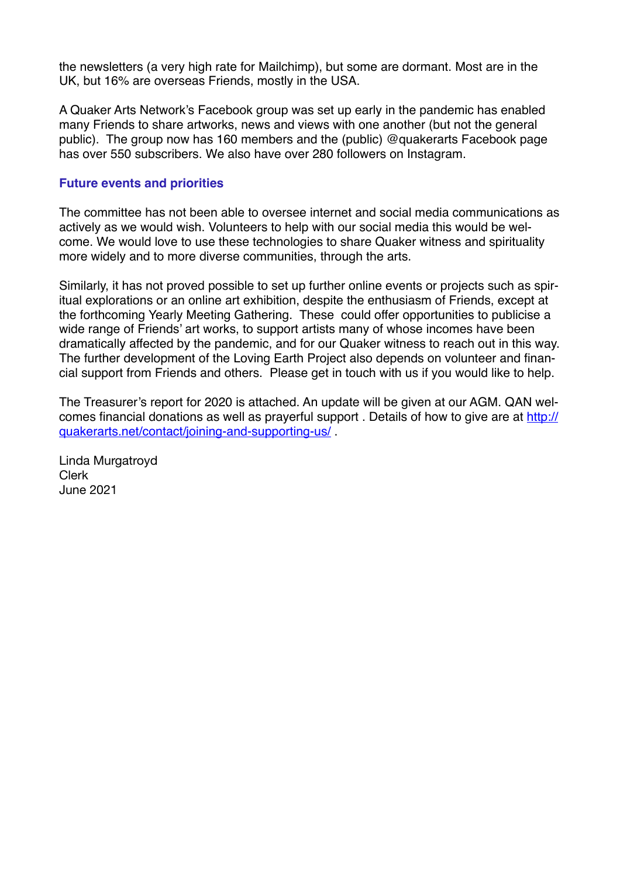the newsletters (a very high rate for Mailchimp), but some are dormant. Most are in the UK, but 16% are overseas Friends, mostly in the USA.

A Quaker Arts Network's Facebook group was set up early in the pandemic has enabled many Friends to share artworks, news and views with one another (but not the general public). The group now has 160 members and the (public) @quakerarts Facebook page has over 550 subscribers. We also have over 280 followers on Instagram.

### Future events and priorities

The committee has not been able to oversee internet and social media communications as actively as we would wish. Volunteers to help with our social media this would be welcome. We would love to use these technologies to share Quaker witness and spirituality more widely and to more diverse communities, through the arts.

Similarly, it has not proved possible to set up further online events or projects such as spiritual explorations or an online art exhibition, despite the enthusiasm of Friends, except at the forthcoming Yearly Meeting Gathering. These could offer opportunities to publicise a wide range of Friends' art works, to support artists many of whose incomes have been dramatically affected by the pandemic, and for our Quaker witness to reach out in this way. The further development of the Loving Earth Project also depends on volunteer and financial support from Friends and others. Please get in touch with us if you would like to help.

The Treasurer's report for 2020 is attached. An update will be given at our AGM. QAN welcomes financial donations as well as prayerful support . Details of how to give are at [http://quakerarts.net/contact/joining-and-supporting-us/](http://quakerarts.net/contact/joining-and-supporting-us/) .

Linda Murgatroyd
Clerk
June 2021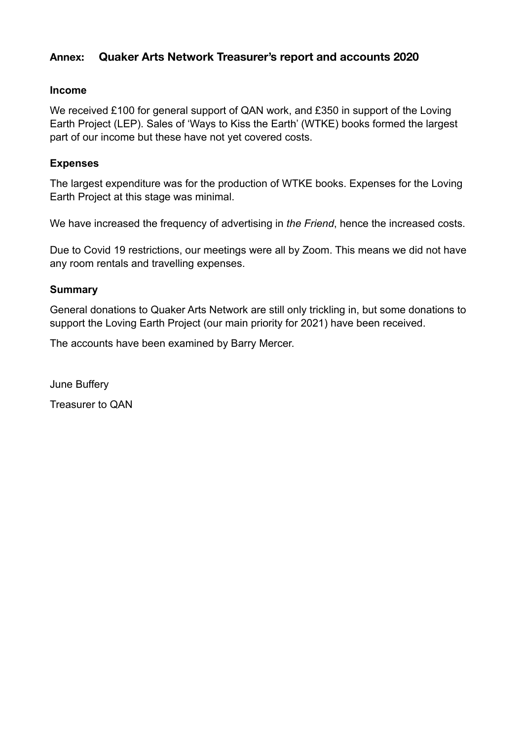## Annex: Quaker Arts Network Treasurer's report and accounts 2020

### Income

We received £100 for general support of QAN work, and £350 in support of the Loving Earth Project (LEP). Sales of 'Ways to Kiss the Earth' (WTKE) books formed the largest part of our income but these have not yet covered costs.

### Expenses

The largest expenditure was for the production of WTKE books. Expenses for the Loving Earth Project at this stage was minimal.

We have increased the frequency of advertising in *the Friend*, hence the increased costs.

Due to Covid 19 restrictions, our meetings were all by Zoom. This means we did not have any room rentals and travelling expenses.

### Summary

General donations to Quaker Arts Network are still only trickling in, but some donations to support the Loving Earth Project (our main priority for 2021) have been received.

The accounts have been examined by Barry Mercer.

June Buffery

Treasurer to QAN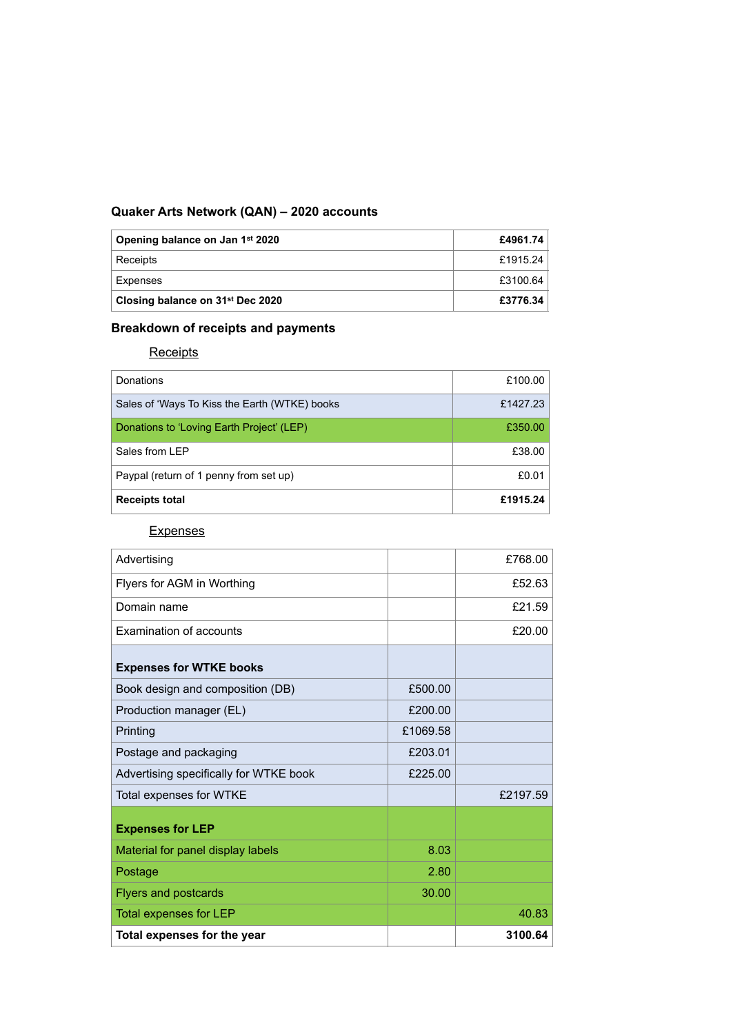### Quaker Arts Network (QAN) – 2020 accounts

| | |
|---|---|
| **Opening balance on Jan 1st 2020** | **£4961.74** |
| Receipts | £1915.24 |
| Expenses | £3100.64 |
| **Closing balance on 31st Dec 2020** | **£3776.34** |

### Breakdown of receipts and payments

Receipts

| | |
|---|---|
| Donations | £100.00 |
| Sales of 'Ways To Kiss the Earth (WTKE) books | £1427.23 |
| Donations to 'Loving Earth Project' (LEP) | £350.00 |
| Sales from LEP | £38.00 |
| Paypal (return of 1 penny from set up) | £0.01 |
| **Receipts total** | **£1915.24** |

Expenses

| | | |
|---|---|---|
| Advertising | | £768.00 |
| Flyers for AGM in Worthing | | £52.63 |
| Domain name | | £21.59 |
| Examination of accounts | | £20.00 |
| **Expenses for WTKE books** | | |
| Book design and composition (DB) | £500.00 | |
| Production manager (EL) | £200.00 | |
| Printing | £1069.58 | |
| Postage and packaging | £203.01 | |
| Advertising specifically for WTKE book | £225.00 | |
| Total expenses for WTKE | | £2197.59 |
| **Expenses for LEP** | | |
| Material for panel display labels | 8.03 | |
| Postage | 2.80 | |
| Flyers and postcards | 30.00 | |
| Total expenses for LEP | | 40.83 |
| **Total expenses for the year** | | **3100.64** |